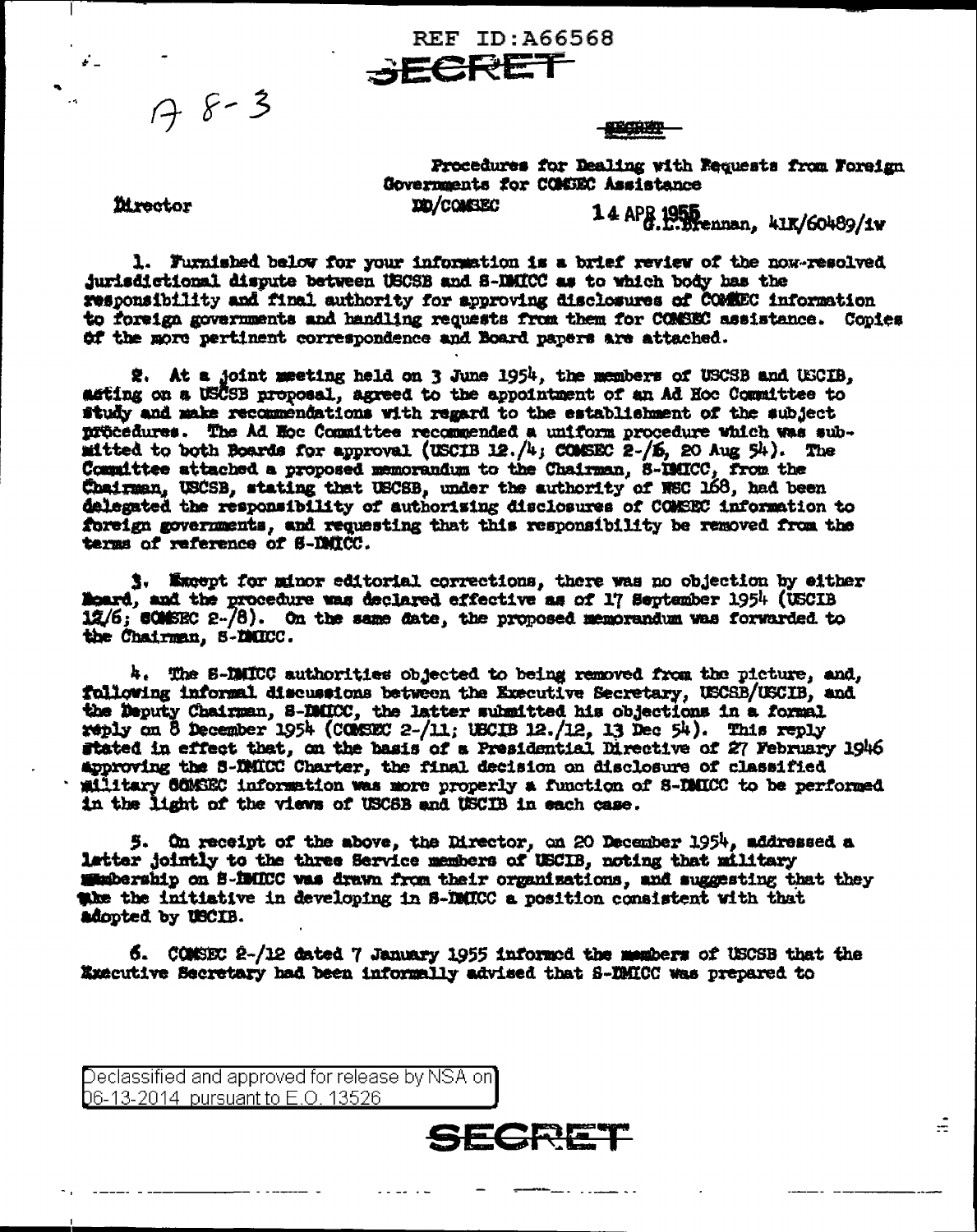REF ID:A66568

SECRET

A 8-3

SECRET

Procedures for Dealing with Requests from Foreign Governments for COMSEC Assistance

Director

DD/COMSEC

14 APR 1955 G.E. Brennan, 41K/60489/iw

1. Furnished below for your information is a brief review of the now-resolved jurisdictional dispute between USCSB and S-IMICC as to which body has the responsibility and final authority for approving disclosures of COMSEC information to foreign governments and handling requests from them for COMSEC assistance. Copies of the more pertinent correspondence and Board papers are attached.

2. At a joint meeting held on 3 June 1954, the members of USCSB and USCIB, acting on a USCSB proposal, agreed to the appointment of an Ad Hoc Committee to study and make recommendations with regard to the establishment of the subject procedures. The Ad Hoc Committee recommended a uniform procedure which was submitted to both Boards for approval (USCIB 12./4; COMSEC 2-/6, 20 Aug 54). The Committee attached a proposed memorandum to the Chairman, S-IMICC, from the Chairman, USCSB, stating that USCSB, under the authority of NSC 168, had been delegated the responsibility of authorizing disclosures of COMSEC information to foreign governments, and requesting that this responsibility be removed from the terms of reference of S-IMICC.

3. Except for minor editorial corrections, there was no objection by either Board, and the procedure was declared effective as of 17 September 1954 (USCIB 12/6; COMSEC 2-/8). On the same date, the proposed memorandum was forwarded to the Chairman, S-IMICC.

4. The S-IMICC authorities objected to being removed from the picture, and, following informal discussions between the Executive Secretary, USCSB/USCIB, and the Deputy Chairman, S-IMICC, the latter submitted his objections in a formal reply on 8 December 1954 (COMSEC 2-/11; USCIB 12./12, 13 Dec 54). This reply stated in effect that, on the basis of a Presidential Directive of 27 February 1946 approving the S-IMICC Charter, the final decision on disclosure of classified military COMSEC information was more properly a function of S-IMICC to be performed in the light of the views of USCSB and USCIB in each case.

5. On receipt of the above, the Director, on 20 December 1954, addressed a letter jointly to the three Service members of USCIB, noting that military membership on S-IMICC was drawn from their organizations, and suggesting that they take the initiative in developing in S-IMICC a position consistent with that adopted by USCIB.

6. COMSEC 2-/12 dated 7 January 1955 informed the members of USCSB that the Executive Secretary had been informally advised that S-IMICC was prepared to

Declassified and approved for release by NSA on 06-13-2014 pursuant to E.O. 13526

SECRET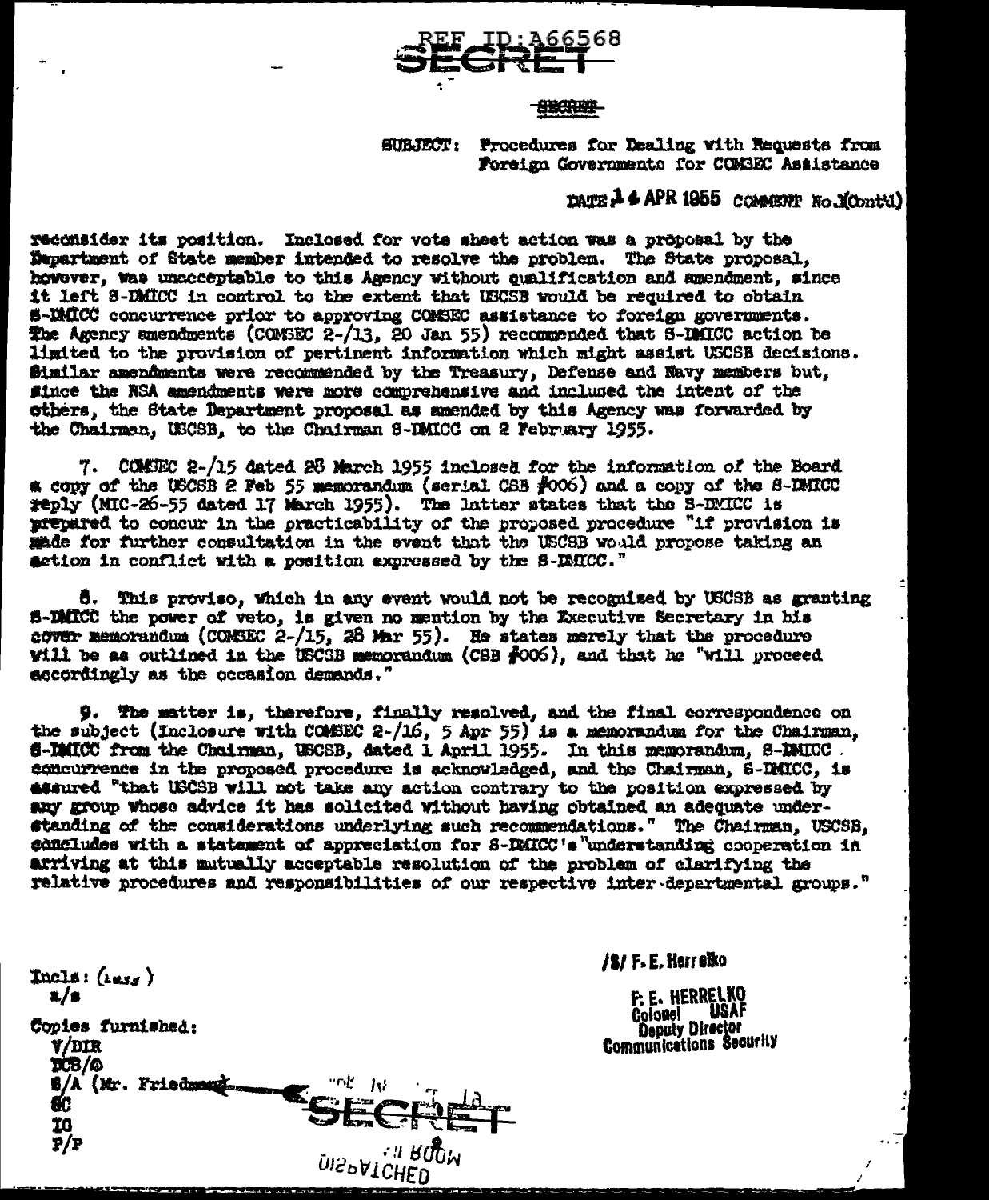REF ID:A66568

SECRET

SECRET

SUBJECT: Procedures for Dealing with Requests from Foreign Governments for COMSEC Assistance

DATE: 14 APR 1955 COMMENT No. 1(Contd)

reconsider its position. Inclosed for vote sheet action was a proposal by the Department of State member intended to resolve the problem. The State proposal, however, was unacceptable to this Agency without qualification and amendment, since it left S-DMICC in control to the extent that USCSB would be required to obtain S-DMICC concurrence prior to approving COMSEC assistance to foreign governments. The Agency amendments (COMSEC 2-/13, 20 Jan 55) recommended that S-DMICC action be limited to the provision of pertinent information which might assist USCSB decisions. Similar amendments were recommended by the Treasury, Defense and Navy members but, since the NSA amendments were more comprehensive and included the intent of the others, the State Department proposal as amended by this Agency was forwarded by the Chairman, USCSB, to the Chairman S-DMICC on 2 February 1955.

7. COMSEC 2-/15 dated 28 March 1955 inclosed for the information of the Board a copy of the USCSB 2 Feb 55 memorandum (serial CSB #006) and a copy of the S-DMICC reply (MIC-26-55 dated 17 March 1955). The latter states that the S-DMICC is prepared to concur in the practicability of the proposed procedure "if provision is made for further consultation in the event that the USCSB would propose taking an action in conflict with a position expressed by the S-DMICC."

8. This proviso, which in any event would not be recognized by USCSB as granting S-DMICC the power of veto, is given no mention by the Executive Secretary in his cover memorandum (COMSEC 2-/15, 28 Mar 55). He states merely that the procedure will be as outlined in the USCSB memorandum (CSB #006), and that he "will proceed accordingly as the occasion demands."

9. The matter is, therefore, finally resolved, and the final correspondence on the subject (Inclosure with COMSEC 2-/16, 5 Apr 55) is a memorandum for the Chairman, S-DMICC from the Chairman, USCSB, dated 1 April 1955. In this memorandum, S-DMICC concurrence in the proposed procedure is acknowledged, and the Chairman, S-DMICC, is assured "that USCSB will not take any action contrary to the position expressed by any group whose advice it has solicited without having obtained an adequate understanding of the considerations underlying such recommendations." The Chairman, USCSB, concludes with a statement of appreciation for S-DMICC's "understanding cooperation in arriving at this mutually acceptable resolution of the problem of clarifying the relative procedures and responsibilities of our respective inter-departmental groups."

Incls: (Less)
a/s

/S/ F. E. Herrelko

F. E. HERRELKO
Colonel USAF
Deputy Director
Communications Security

Copies furnished:
V/DIR
DCB/O
S/A (Mr. Friedman)
SC
IC
P/P

SECRET